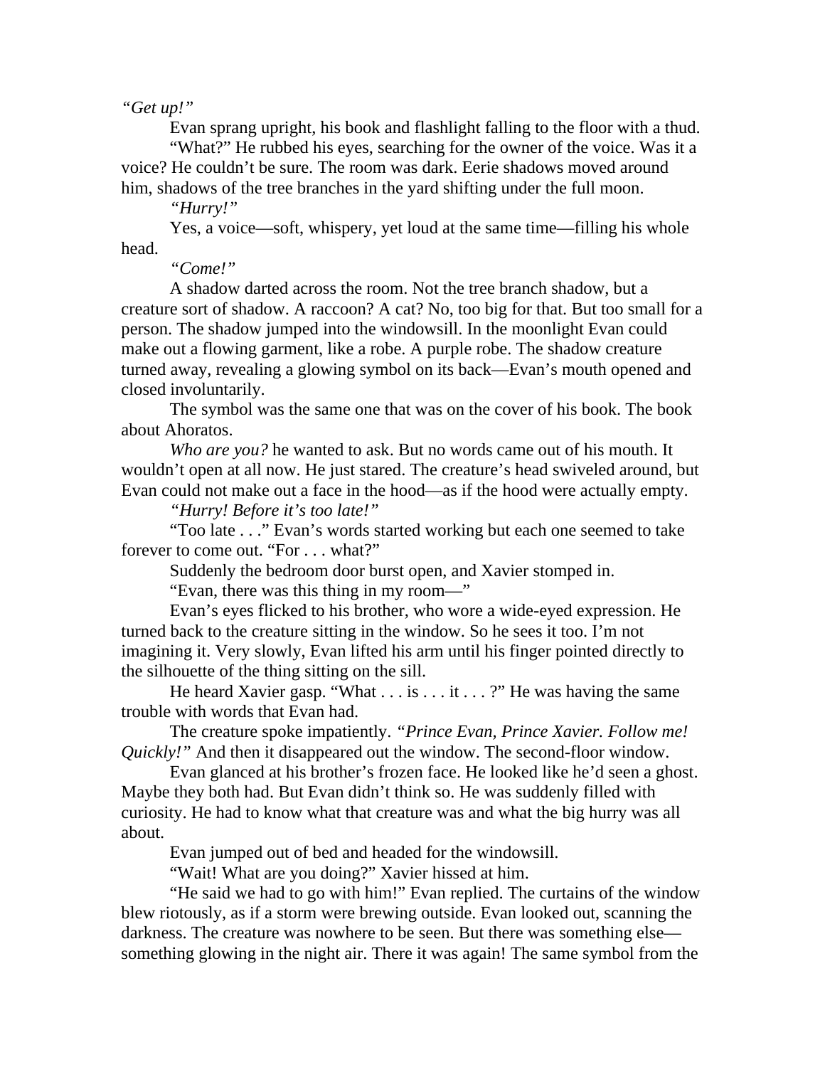*"Get up!"*

Evan sprang upright, his book and flashlight falling to the floor with a thud.

"What?" He rubbed his eyes, searching for the owner of the voice. Was it a voice? He couldn't be sure. The room was dark. Eerie shadows moved around him, shadows of the tree branches in the yard shifting under the full moon.

*"Hurry!"*

Yes, a voice—soft, whispery, yet loud at the same time—filling his whole head.

*"Come!"*

A shadow darted across the room. Not the tree branch shadow, but a creature sort of shadow. A raccoon? A cat? No, too big for that. But too small for a person. The shadow jumped into the windowsill. In the moonlight Evan could make out a flowing garment, like a robe. A purple robe. The shadow creature turned away, revealing a glowing symbol on its back—Evan's mouth opened and closed involuntarily.

The symbol was the same one that was on the cover of his book. The book about Ahoratos.

*Who are you?* he wanted to ask. But no words came out of his mouth. It wouldn't open at all now. He just stared. The creature's head swiveled around, but Evan could not make out a face in the hood—as if the hood were actually empty.

*"Hurry! Before it's too late!"*

"Too late . . ." Evan's words started working but each one seemed to take forever to come out. "For . . . what?"

Suddenly the bedroom door burst open, and Xavier stomped in.

"Evan, there was this thing in my room—"

Evan's eyes flicked to his brother, who wore a wide-eyed expression. He turned back to the creature sitting in the window. So he sees it too. I'm not imagining it. Very slowly, Evan lifted his arm until his finger pointed directly to the silhouette of the thing sitting on the sill.

He heard Xavier gasp. "What . . . is . . . it . . . ?" He was having the same trouble with words that Evan had.

The creature spoke impatiently. *"Prince Evan, Prince Xavier. Follow me! Quickly!"* And then it disappeared out the window. The second-floor window.

Evan glanced at his brother's frozen face. He looked like he'd seen a ghost. Maybe they both had. But Evan didn't think so. He was suddenly filled with curiosity. He had to know what that creature was and what the big hurry was all about.

Evan jumped out of bed and headed for the windowsill.

"Wait! What are you doing?" Xavier hissed at him.

"He said we had to go with him!" Evan replied. The curtains of the window blew riotously, as if a storm were brewing outside. Evan looked out, scanning the darkness. The creature was nowhere to be seen. But there was something else—something glowing in the night air. There it was again! The same symbol from the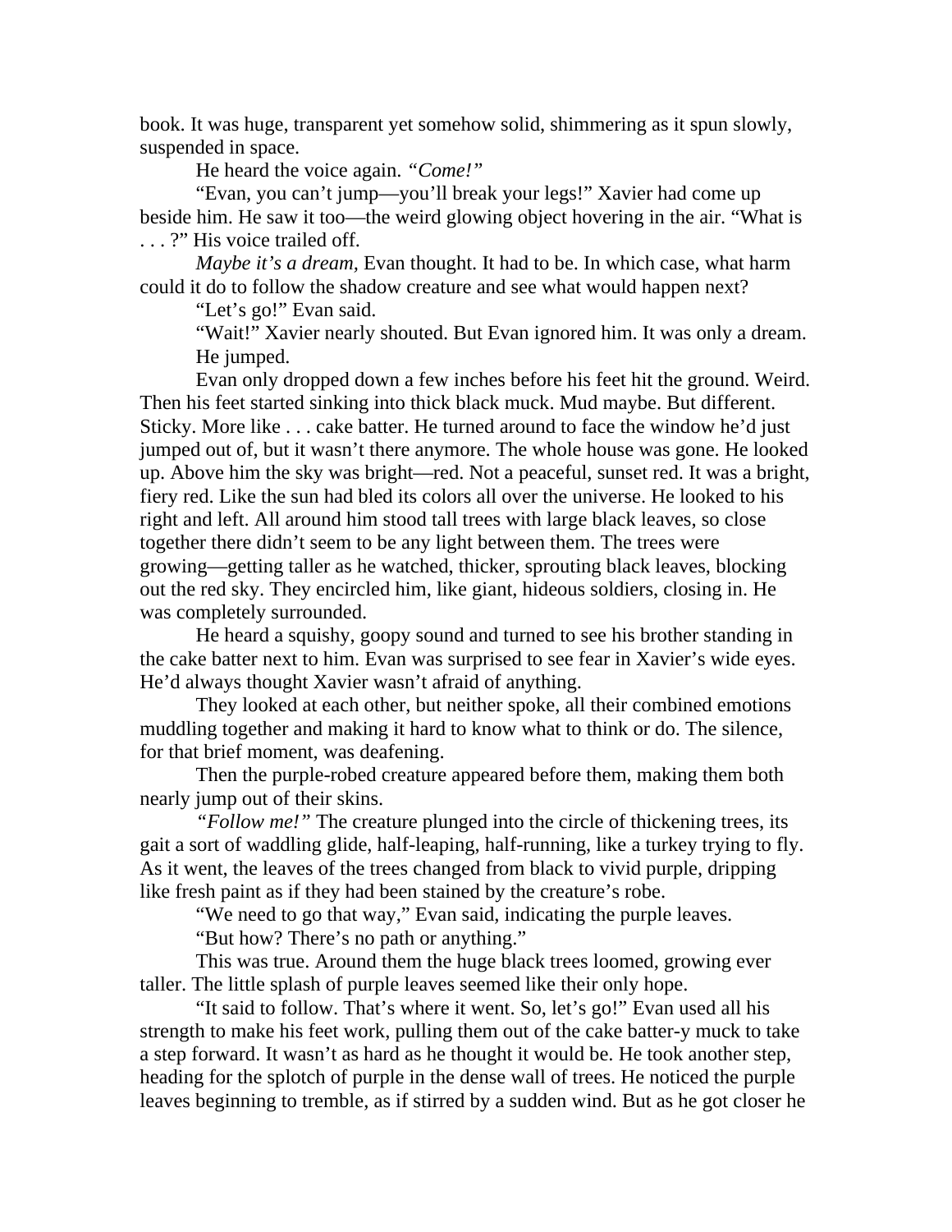book. It was huge, transparent yet somehow solid, shimmering as it spun slowly, suspended in space.

He heard the voice again. *"Come!"*

"Evan, you can't jump—you'll break your legs!" Xavier had come up beside him. He saw it too—the weird glowing object hovering in the air. "What is . . . ?" His voice trailed off.

*Maybe it's a dream,* Evan thought. It had to be. In which case, what harm could it do to follow the shadow creature and see what would happen next?

"Let's go!" Evan said.

"Wait!" Xavier nearly shouted. But Evan ignored him. It was only a dream.

He jumped.

Evan only dropped down a few inches before his feet hit the ground. Weird. Then his feet started sinking into thick black muck. Mud maybe. But different. Sticky. More like . . . cake batter. He turned around to face the window he'd just jumped out of, but it wasn't there anymore. The whole house was gone. He looked up. Above him the sky was bright—red. Not a peaceful, sunset red. It was a bright, fiery red. Like the sun had bled its colors all over the universe. He looked to his right and left. All around him stood tall trees with large black leaves, so close together there didn't seem to be any light between them. The trees were growing—getting taller as he watched, thicker, sprouting black leaves, blocking out the red sky. They encircled him, like giant, hideous soldiers, closing in. He was completely surrounded.

He heard a squishy, goopy sound and turned to see his brother standing in the cake batter next to him. Evan was surprised to see fear in Xavier's wide eyes. He'd always thought Xavier wasn't afraid of anything.

They looked at each other, but neither spoke, all their combined emotions muddling together and making it hard to know what to think or do. The silence, for that brief moment, was deafening.

Then the purple-robed creature appeared before them, making them both nearly jump out of their skins.

*"Follow me!"* The creature plunged into the circle of thickening trees, its gait a sort of waddling glide, half-leaping, half-running, like a turkey trying to fly. As it went, the leaves of the trees changed from black to vivid purple, dripping like fresh paint as if they had been stained by the creature's robe.

"We need to go that way," Evan said, indicating the purple leaves.

"But how? There's no path or anything."

This was true. Around them the huge black trees loomed, growing ever taller. The little splash of purple leaves seemed like their only hope.

"It said to follow. That's where it went. So, let's go!" Evan used all his strength to make his feet work, pulling them out of the cake batter-y muck to take a step forward. It wasn't as hard as he thought it would be. He took another step, heading for the splotch of purple in the dense wall of trees. He noticed the purple leaves beginning to tremble, as if stirred by a sudden wind. But as he got closer he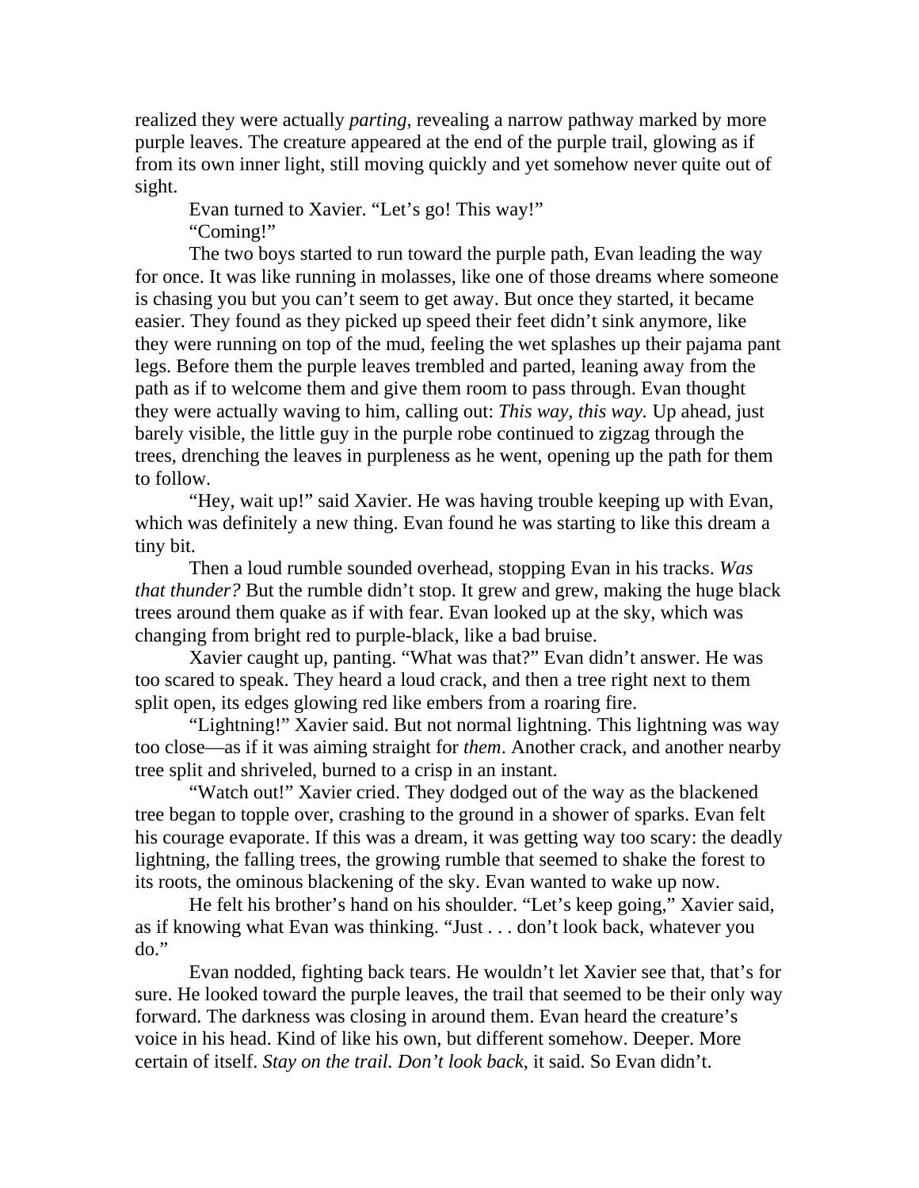realized they were actually *parting*, revealing a narrow pathway marked by more purple leaves. The creature appeared at the end of the purple trail, glowing as if from its own inner light, still moving quickly and yet somehow never quite out of sight.

Evan turned to Xavier. “Let’s go! This way!”

“Coming!”

The two boys started to run toward the purple path, Evan leading the way for once. It was like running in molasses, like one of those dreams where someone is chasing you but you can’t seem to get away. But once they started, it became easier. They found as they picked up speed their feet didn’t sink anymore, like they were running on top of the mud, feeling the wet splashes up their pajama pant legs. Before them the purple leaves trembled and parted, leaning away from the path as if to welcome them and give them room to pass through. Evan thought they were actually waving to him, calling out: *This way, this way.* Up ahead, just barely visible, the little guy in the purple robe continued to zigzag through the trees, drenching the leaves in purpleness as he went, opening up the path for them to follow.

“Hey, wait up!” said Xavier. He was having trouble keeping up with Evan, which was definitely a new thing. Evan found he was starting to like this dream a tiny bit.

Then a loud rumble sounded overhead, stopping Evan in his tracks. *Was that thunder?* But the rumble didn’t stop. It grew and grew, making the huge black trees around them quake as if with fear. Evan looked up at the sky, which was changing from bright red to purple-black, like a bad bruise.

Xavier caught up, panting. “What was that?” Evan didn’t answer. He was too scared to speak. They heard a loud crack, and then a tree right next to them split open, its edges glowing red like embers from a roaring fire.

“Lightning!” Xavier said. But not normal lightning. This lightning was way too close—as if it was aiming straight for *them*. Another crack, and another nearby tree split and shriveled, burned to a crisp in an instant.

“Watch out!” Xavier cried. They dodged out of the way as the blackened tree began to topple over, crashing to the ground in a shower of sparks. Evan felt his courage evaporate. If this was a dream, it was getting way too scary: the deadly lightning, the falling trees, the growing rumble that seemed to shake the forest to its roots, the ominous blackening of the sky. Evan wanted to wake up now.

He felt his brother’s hand on his shoulder. “Let’s keep going,” Xavier said, as if knowing what Evan was thinking. “Just . . . don’t look back, whatever you do.”

Evan nodded, fighting back tears. He wouldn’t let Xavier see that, that’s for sure. He looked toward the purple leaves, the trail that seemed to be their only way forward. The darkness was closing in around them. Evan heard the creature’s voice in his head. Kind of like his own, but different somehow. Deeper. More certain of itself. *Stay on the trail. Don’t look back*, it said. So Evan didn’t.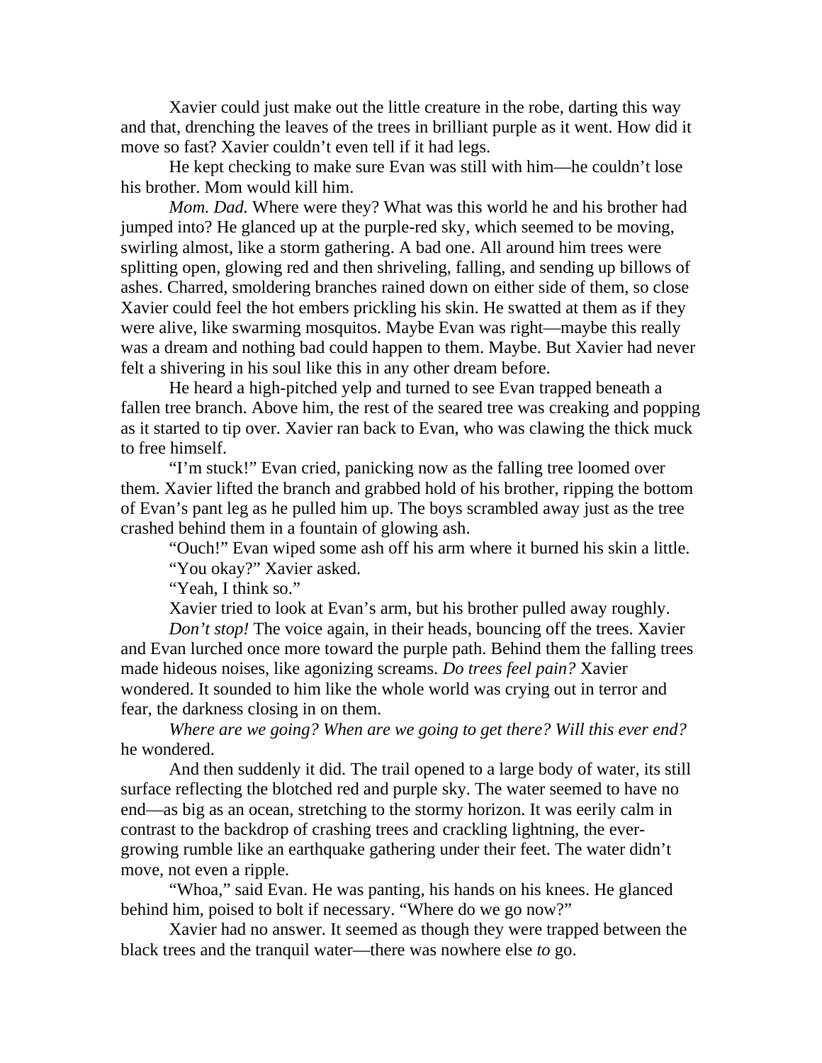Xavier could just make out the little creature in the robe, darting this way and that, drenching the leaves of the trees in brilliant purple as it went. How did it move so fast? Xavier couldn't even tell if it had legs.

He kept checking to make sure Evan was still with him—he couldn't lose his brother. Mom would kill him.

*Mom. Dad.* Where were they? What was this world he and his brother had jumped into? He glanced up at the purple-red sky, which seemed to be moving, swirling almost, like a storm gathering. A bad one. All around him trees were splitting open, glowing red and then shriveling, falling, and sending up billows of ashes. Charred, smoldering branches rained down on either side of them, so close Xavier could feel the hot embers prickling his skin. He swatted at them as if they were alive, like swarming mosquitos. Maybe Evan was right—maybe this really was a dream and nothing bad could happen to them. Maybe. But Xavier had never felt a shivering in his soul like this in any other dream before.

He heard a high-pitched yelp and turned to see Evan trapped beneath a fallen tree branch. Above him, the rest of the seared tree was creaking and popping as it started to tip over. Xavier ran back to Evan, who was clawing the thick muck to free himself.

"I'm stuck!" Evan cried, panicking now as the falling tree loomed over them. Xavier lifted the branch and grabbed hold of his brother, ripping the bottom of Evan's pant leg as he pulled him up. The boys scrambled away just as the tree crashed behind them in a fountain of glowing ash.

"Ouch!" Evan wiped some ash off his arm where it burned his skin a little.

"You okay?" Xavier asked.

"Yeah, I think so."

Xavier tried to look at Evan's arm, but his brother pulled away roughly.

*Don't stop!* The voice again, in their heads, bouncing off the trees. Xavier and Evan lurched once more toward the purple path. Behind them the falling trees made hideous noises, like agonizing screams. *Do trees feel pain?* Xavier wondered. It sounded to him like the whole world was crying out in terror and fear, the darkness closing in on them.

*Where are we going? When are we going to get there? Will this ever end?* he wondered.

And then suddenly it did. The trail opened to a large body of water, its still surface reflecting the blotched red and purple sky. The water seemed to have no end—as big as an ocean, stretching to the stormy horizon. It was eerily calm in contrast to the backdrop of crashing trees and crackling lightning, the ever-growing rumble like an earthquake gathering under their feet. The water didn't move, not even a ripple.

"Whoa," said Evan. He was panting, his hands on his knees. He glanced behind him, poised to bolt if necessary. "Where do we go now?"

Xavier had no answer. It seemed as though they were trapped between the black trees and the tranquil water—there was nowhere else *to* go.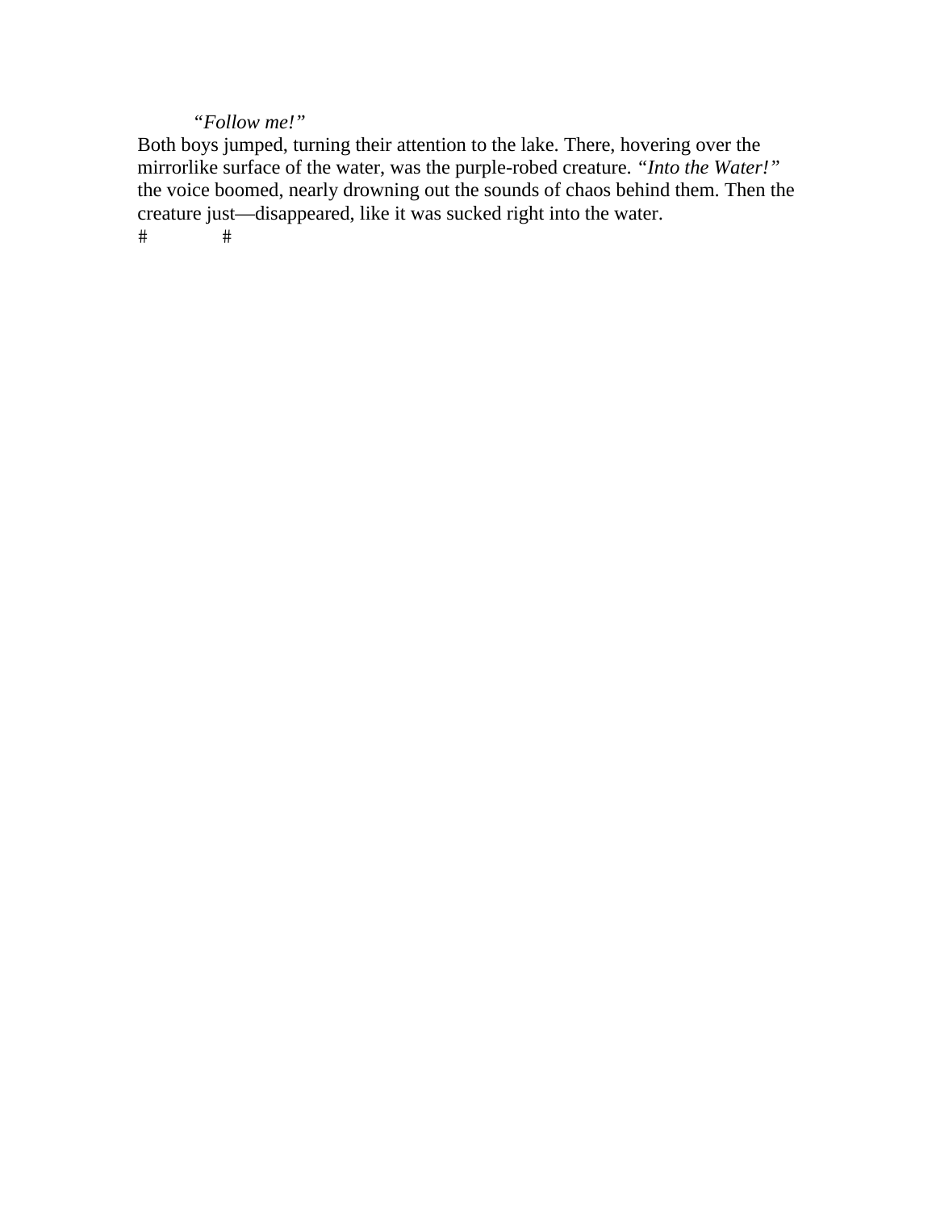*“Follow me!”*

Both boys jumped, turning their attention to the lake. There, hovering over the mirrorlike surface of the water, was the purple-robed creature. *“Into the Water!”* the voice boomed, nearly drowning out the sounds of chaos behind them. Then the creature just—disappeared, like it was sucked right into the water.

# #